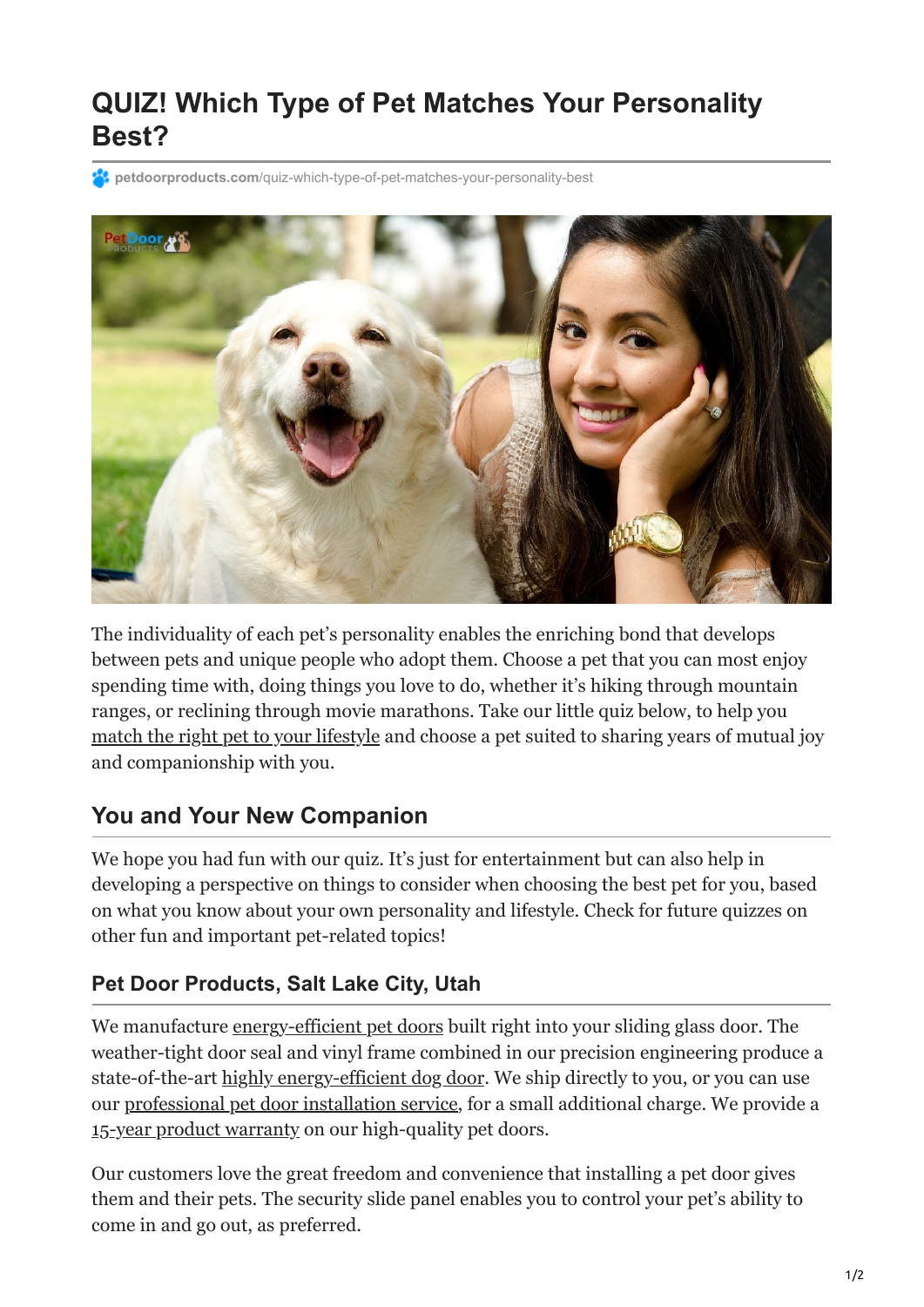# QUIZ! Which Type of Pet Matches Your Personality Best?

petdoorproducts.com/quiz-which-type-of-pet-matches-your-personality-best

The individuality of each pet's personality enables the enriching bond that develops between pets and unique people who adopt them. Choose a pet that you can most enjoy spending time with, doing things you love to do, whether it's hiking through mountain ranges, or reclining through movie marathons. Take our little quiz below, to help you match the right pet to your lifestyle and choose a pet suited to sharing years of mutual joy and companionship with you.

## You and Your New Companion

We hope you had fun with our quiz. It's just for entertainment but can also help in developing a perspective on things to consider when choosing the best pet for you, based on what you know about your own personality and lifestyle. Check for future quizzes on other fun and important pet-related topics!

### Pet Door Products, Salt Lake City, Utah

We manufacture energy-efficient pet doors built right into your sliding glass door. The weather-tight door seal and vinyl frame combined in our precision engineering produce a state-of-the-art highly energy-efficient dog door. We ship directly to you, or you can use our professional pet door installation service, for a small additional charge. We provide a 15-year product warranty on our high-quality pet doors.

Our customers love the great freedom and convenience that installing a pet door gives them and their pets. The security slide panel enables you to control your pet's ability to come in and go out, as preferred.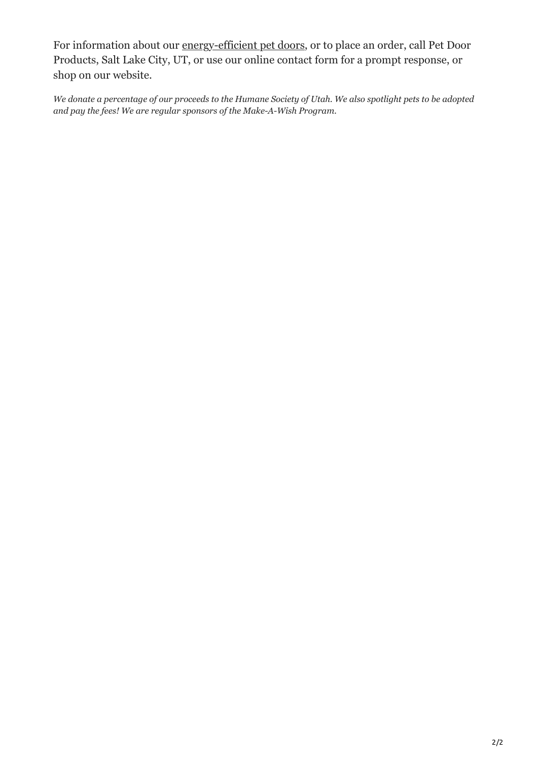For information about our energy-efficient pet doors, or to place an order, call Pet Door Products, Salt Lake City, UT, or use our online contact form for a prompt response, or shop on our website.

*We donate a percentage of our proceeds to the Humane Society of Utah. We also spotlight pets to be adopted and pay the fees! We are regular sponsors of the Make-A-Wish Program.*